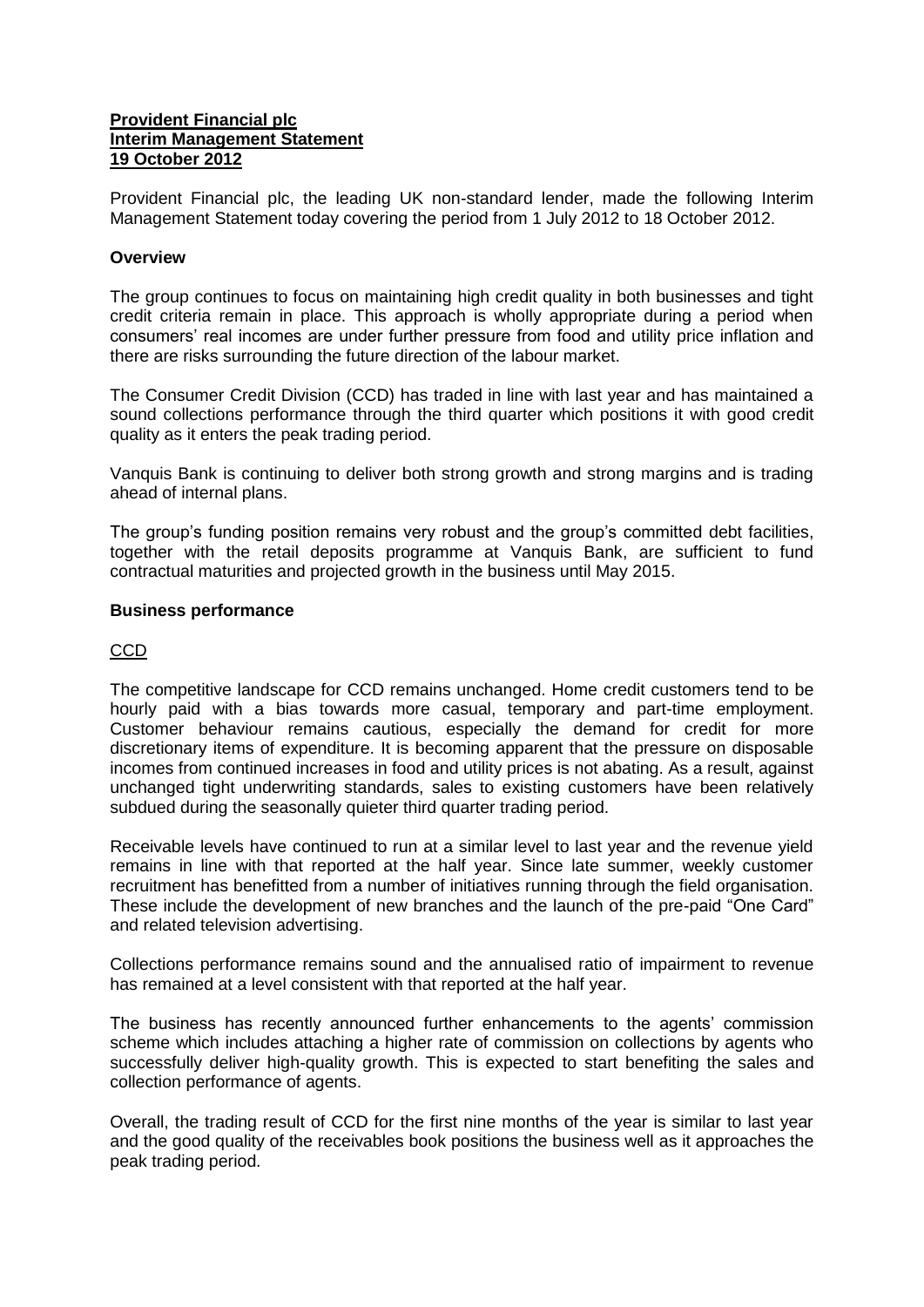**Provident Financial plc**
**Interim Management Statement**
**19 October 2012**

Provident Financial plc, the leading UK non-standard lender, made the following Interim Management Statement today covering the period from 1 July 2012 to 18 October 2012.

**Overview**

The group continues to focus on maintaining high credit quality in both businesses and tight credit criteria remain in place. This approach is wholly appropriate during a period when consumers' real incomes are under further pressure from food and utility price inflation and there are risks surrounding the future direction of the labour market.

The Consumer Credit Division (CCD) has traded in line with last year and has maintained a sound collections performance through the third quarter which positions it with good credit quality as it enters the peak trading period.

Vanquis Bank is continuing to deliver both strong growth and strong margins and is trading ahead of internal plans.

The group's funding position remains very robust and the group's committed debt facilities, together with the retail deposits programme at Vanquis Bank, are sufficient to fund contractual maturities and projected growth in the business until May 2015.

**Business performance**

CCD

The competitive landscape for CCD remains unchanged. Home credit customers tend to be hourly paid with a bias towards more casual, temporary and part-time employment. Customer behaviour remains cautious, especially the demand for credit for more discretionary items of expenditure. It is becoming apparent that the pressure on disposable incomes from continued increases in food and utility prices is not abating. As a result, against unchanged tight underwriting standards, sales to existing customers have been relatively subdued during the seasonally quieter third quarter trading period.

Receivable levels have continued to run at a similar level to last year and the revenue yield remains in line with that reported at the half year. Since late summer, weekly customer recruitment has benefitted from a number of initiatives running through the field organisation. These include the development of new branches and the launch of the pre-paid "One Card" and related television advertising.

Collections performance remains sound and the annualised ratio of impairment to revenue has remained at a level consistent with that reported at the half year.

The business has recently announced further enhancements to the agents' commission scheme which includes attaching a higher rate of commission on collections by agents who successfully deliver high-quality growth. This is expected to start benefiting the sales and collection performance of agents.

Overall, the trading result of CCD for the first nine months of the year is similar to last year and the good quality of the receivables book positions the business well as it approaches the peak trading period.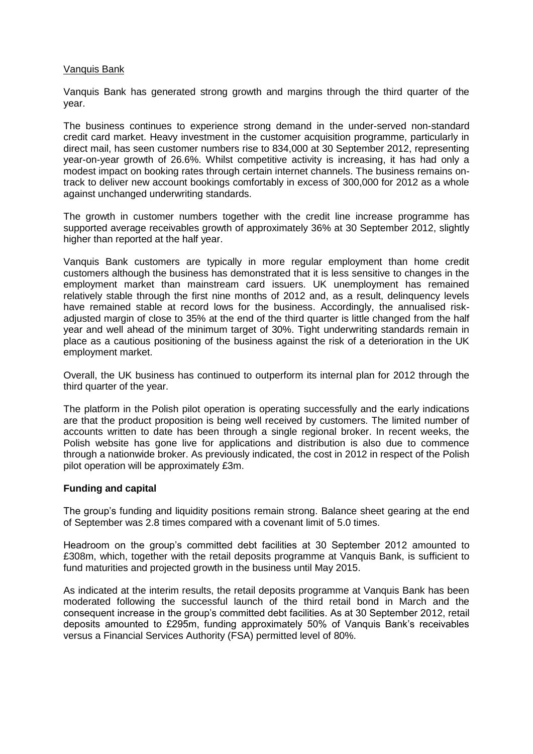Vanquis Bank

Vanquis Bank has generated strong growth and margins through the third quarter of the year.

The business continues to experience strong demand in the under-served non-standard credit card market. Heavy investment in the customer acquisition programme, particularly in direct mail, has seen customer numbers rise to 834,000 at 30 September 2012, representing year-on-year growth of 26.6%. Whilst competitive activity is increasing, it has had only a modest impact on booking rates through certain internet channels. The business remains on-track to deliver new account bookings comfortably in excess of 300,000 for 2012 as a whole against unchanged underwriting standards.

The growth in customer numbers together with the credit line increase programme has supported average receivables growth of approximately 36% at 30 September 2012, slightly higher than reported at the half year.

Vanquis Bank customers are typically in more regular employment than home credit customers although the business has demonstrated that it is less sensitive to changes in the employment market than mainstream card issuers. UK unemployment has remained relatively stable through the first nine months of 2012 and, as a result, delinquency levels have remained stable at record lows for the business. Accordingly, the annualised risk-adjusted margin of close to 35% at the end of the third quarter is little changed from the half year and well ahead of the minimum target of 30%. Tight underwriting standards remain in place as a cautious positioning of the business against the risk of a deterioration in the UK employment market.

Overall, the UK business has continued to outperform its internal plan for 2012 through the third quarter of the year.

The platform in the Polish pilot operation is operating successfully and the early indications are that the product proposition is being well received by customers. The limited number of accounts written to date has been through a single regional broker. In recent weeks, the Polish website has gone live for applications and distribution is also due to commence through a nationwide broker. As previously indicated, the cost in 2012 in respect of the Polish pilot operation will be approximately £3m.

**Funding and capital**

The group's funding and liquidity positions remain strong. Balance sheet gearing at the end of September was 2.8 times compared with a covenant limit of 5.0 times.

Headroom on the group's committed debt facilities at 30 September 2012 amounted to £308m, which, together with the retail deposits programme at Vanquis Bank, is sufficient to fund maturities and projected growth in the business until May 2015.

As indicated at the interim results, the retail deposits programme at Vanquis Bank has been moderated following the successful launch of the third retail bond in March and the consequent increase in the group's committed debt facilities. As at 30 September 2012, retail deposits amounted to £295m, funding approximately 50% of Vanquis Bank's receivables versus a Financial Services Authority (FSA) permitted level of 80%.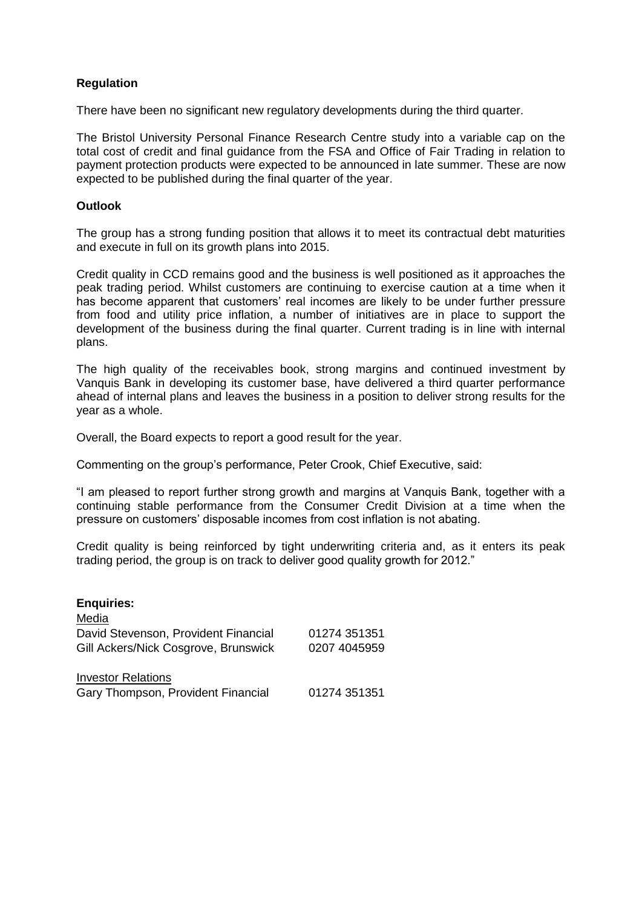**Regulation**

There have been no significant new regulatory developments during the third quarter.

The Bristol University Personal Finance Research Centre study into a variable cap on the total cost of credit and final guidance from the FSA and Office of Fair Trading in relation to payment protection products were expected to be announced in late summer. These are now expected to be published during the final quarter of the year.

**Outlook**

The group has a strong funding position that allows it to meet its contractual debt maturities and execute in full on its growth plans into 2015.

Credit quality in CCD remains good and the business is well positioned as it approaches the peak trading period. Whilst customers are continuing to exercise caution at a time when it has become apparent that customers' real incomes are likely to be under further pressure from food and utility price inflation, a number of initiatives are in place to support the development of the business during the final quarter. Current trading is in line with internal plans.

The high quality of the receivables book, strong margins and continued investment by Vanquis Bank in developing its customer base, have delivered a third quarter performance ahead of internal plans and leaves the business in a position to deliver strong results for the year as a whole.

Overall, the Board expects to report a good result for the year.

Commenting on the group's performance, Peter Crook, Chief Executive, said:

"I am pleased to report further strong growth and margins at Vanquis Bank, together with a continuing stable performance from the Consumer Credit Division at a time when the pressure on customers' disposable incomes from cost inflation is not abating.

Credit quality is being reinforced by tight underwriting criteria and, as it enters its peak trading period, the group is on track to deliver good quality growth for 2012."

**Enquiries:**

Media

| | |
|---|---|
| David Stevenson, Provident Financial | 01274 351351 |
| Gill Ackers/Nick Cosgrove, Brunswick | 0207 4045959 |

Investor Relations

| | |
|---|---|
| Gary Thompson, Provident Financial | 01274 351351 |